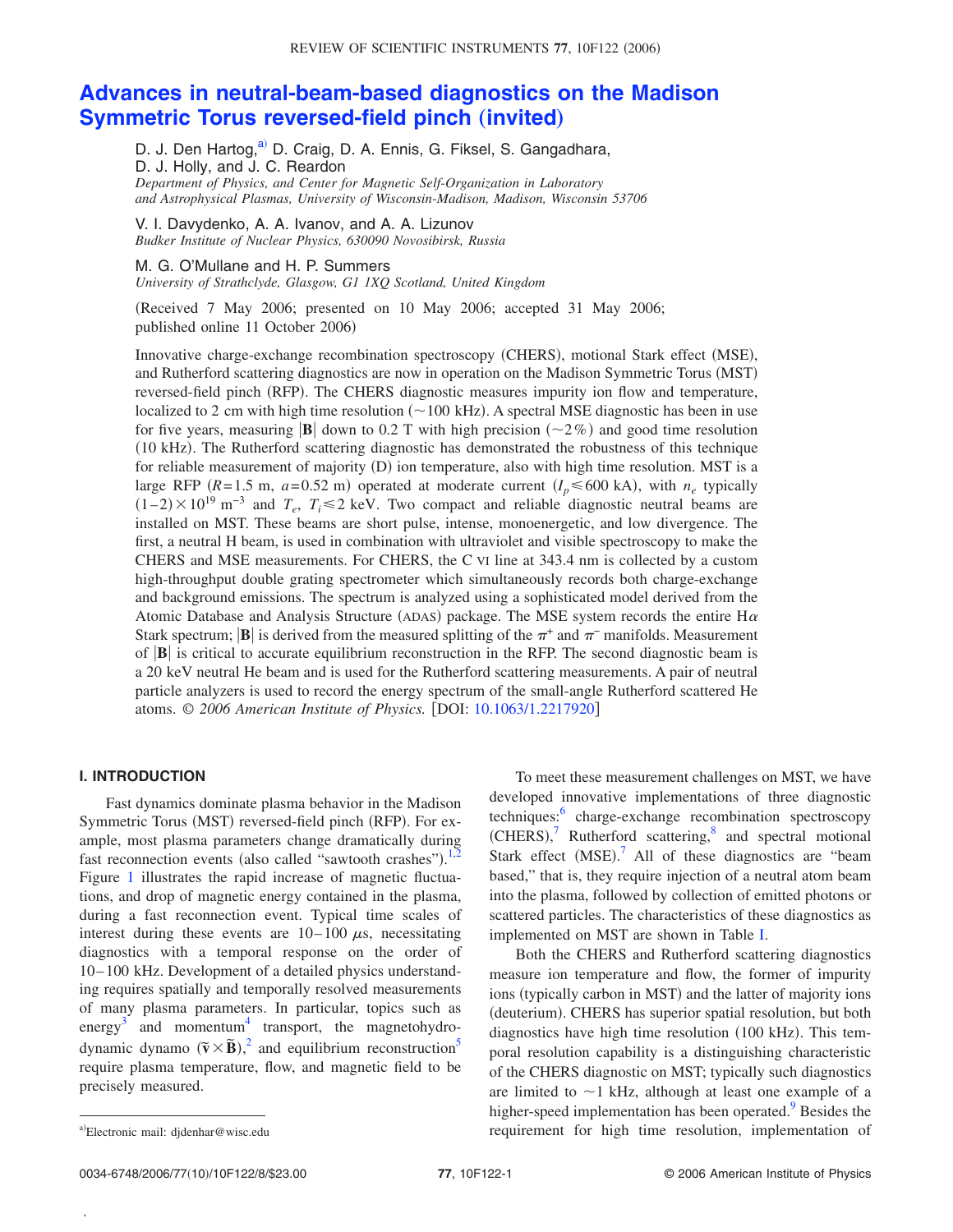# Advances in neutral-beam-based diagnostics on the Madison Symmetric Torus reversed-field pinch (invited)

D. J. Den Hartog,[a] D. Craig, D. A. Ennis, G. Fiksel, S. Gangadhara, D. J. Holly, and J. C. Reardon
*Department of Physics, and Center for Magnetic Self-Organization in Laboratory and Astrophysical Plasmas, University of Wisconsin-Madison, Madison, Wisconsin 53706*

V. I. Davydenko, A. A. Ivanov, and A. A. Lizunov
*Budker Institute of Nuclear Physics, 630090 Novosibirsk, Russia*

M. G. O'Mullane and H. P. Summers
*University of Strathclyde, Glasgow, G1 1XQ Scotland, United Kingdom*

(Received 7 May 2006; presented on 10 May 2006; accepted 31 May 2006; published online 11 October 2006)

Innovative charge-exchange recombination spectroscopy (CHERS), motional Stark effect (MSE), and Rutherford scattering diagnostics are now in operation on the Madison Symmetric Torus (MST) reversed-field pinch (RFP). The CHERS diagnostic measures impurity ion flow and temperature, localized to 2 cm with high time resolution (~100 kHz). A spectral MSE diagnostic has been in use for five years, measuring $|\mathbf{B}|$ down to 0.2 T with high precision (~2%) and good time resolution (10 kHz). The Rutherford scattering diagnostic has demonstrated the robustness of this technique for reliable measurement of majority (D) ion temperature, also with high time resolution. MST is a large RFP ($R$=1.5 m, $a$=0.52 m) operated at moderate current ($I_p \leq 600$ kA), with $n_e$ typically $(1-2)\times 10^{19}$ m$^{-3}$ and $T_e$, $T_i \leq 2$ keV. Two compact and reliable diagnostic neutral beams are installed on MST. These beams are short pulse, intense, monoenergetic, and low divergence. The first, a neutral H beam, is used in combination with ultraviolet and visible spectroscopy to make the CHERS and MSE measurements. For CHERS, the C VI line at 343.4 nm is collected by a custom high-throughput double grating spectrometer which simultaneously records both charge-exchange and background emissions. The spectrum is analyzed using a sophisticated model derived from the Atomic Database and Analysis Structure (ADAS) package. The MSE system records the entire H$\alpha$ Stark spectrum; $|\mathbf{B}|$ is derived from the measured splitting of the $\pi^+$ and $\pi^-$ manifolds. Measurement of $|\mathbf{B}|$ is critical to accurate equilibrium reconstruction in the RFP. The second diagnostic beam is a 20 keV neutral He beam and is used for the Rutherford scattering measurements. A pair of neutral particle analyzers is used to record the energy spectrum of the small-angle Rutherford scattered He atoms. © *2006 American Institute of Physics.* [DOI: 10.1063/1.2217920]

## I. INTRODUCTION

Fast dynamics dominate plasma behavior in the Madison Symmetric Torus (MST) reversed-field pinch (RFP). For example, most plasma parameters change dramatically during fast reconnection events (also called "sawtooth crashes").[1,2] Figure 1 illustrates the rapid increase of magnetic fluctuations, and drop of magnetic energy contained in the plasma, during a fast reconnection event. Typical time scales of interest during these events are 10–100 $\mu$s, necessitating diagnostics with a temporal response on the order of 10–100 kHz. Development of a detailed physics understanding requires spatially and temporally resolved measurements of many plasma parameters. In particular, topics such as energy[3] and momentum[4] transport, the magnetohydrodynamic dynamo ($\tilde{\mathbf{v}}\times\tilde{\mathbf{B}}$),[2] and equilibrium reconstruction[5] require plasma temperature, flow, and magnetic field to be precisely measured.

To meet these measurement challenges on MST, we have developed innovative implementations of three diagnostic techniques:[6] charge-exchange recombination spectroscopy (CHERS),[7] Rutherford scattering,[8] and spectral motional Stark effect (MSE).[7] All of these diagnostics are "beam based," that is, they require injection of a neutral atom beam into the plasma, followed by collection of emitted photons or scattered particles. The characteristics of these diagnostics as implemented on MST are shown in Table I.

Both the CHERS and Rutherford scattering diagnostics measure ion temperature and flow, the former of impurity ions (typically carbon in MST) and the latter of majority ions (deuterium). CHERS has superior spatial resolution, but both diagnostics have high time resolution (100 kHz). This temporal resolution capability is a distinguishing characteristic of the CHERS diagnostic on MST; typically such diagnostics are limited to ~1 kHz, although at least one example of a higher-speed implementation has been operated.[9] Besides the requirement for high time resolution, implementation of

[a]Electronic mail: djdenhar@wisc.edu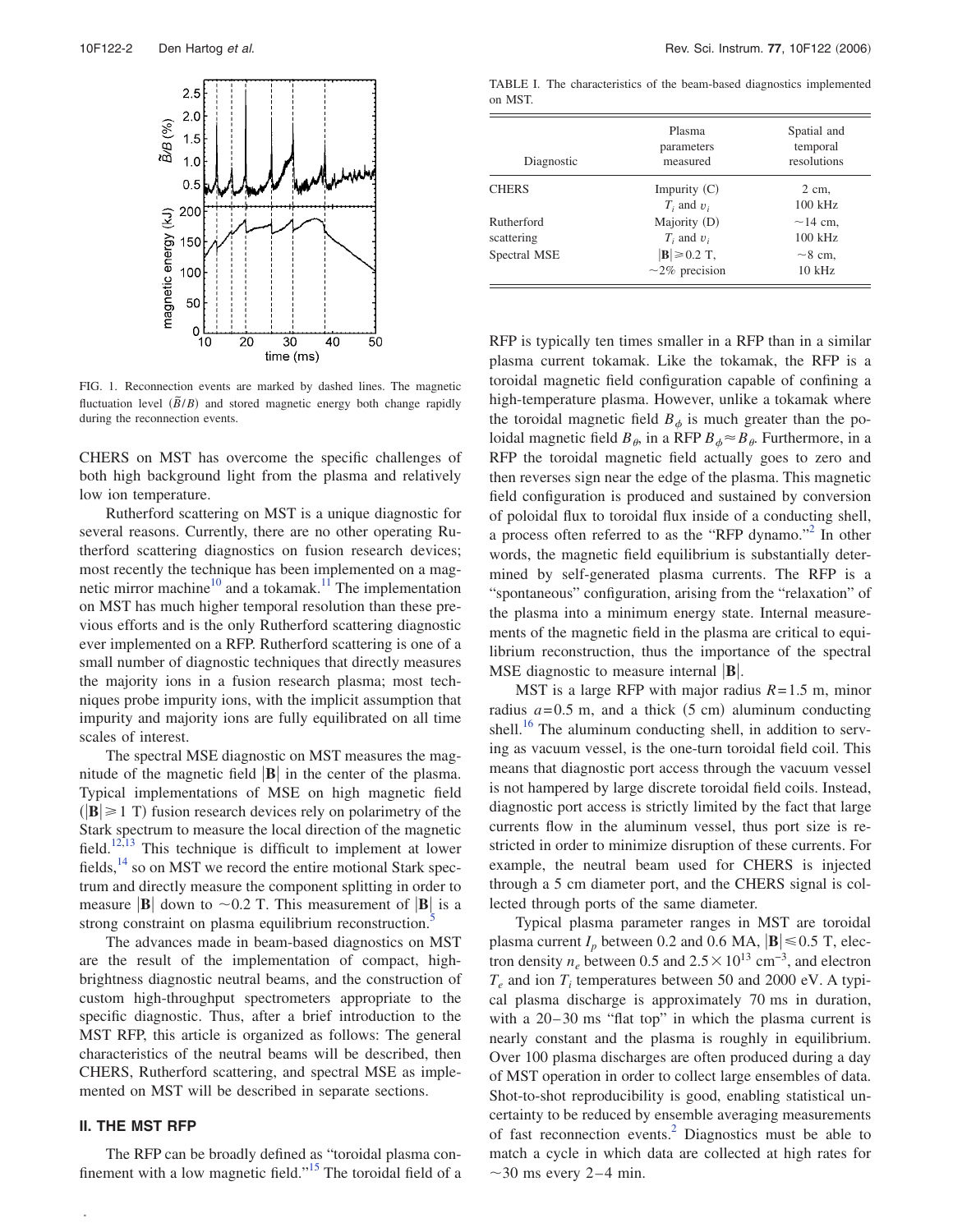FIG. 1. Reconnection events are marked by dashed lines. The magnetic fluctuation level ($\tilde{B}/B$) and stored magnetic energy both change rapidly during the reconnection events.

CHERS on MST has overcome the specific challenges of both high background light from the plasma and relatively low ion temperature.

Rutherford scattering on MST is a unique diagnostic for several reasons. Currently, there are no other operating Rutherford scattering diagnostics on fusion research devices; most recently the technique has been implemented on a magnetic mirror machine[10] and a tokamak.[11] The implementation on MST has much higher temporal resolution than these previous efforts and is the only Rutherford scattering diagnostic ever implemented on a RFP. Rutherford scattering is one of a small number of diagnostic techniques that directly measures the majority ions in a fusion research plasma; most techniques probe impurity ions, with the implicit assumption that impurity and majority ions are fully equilibrated on all time scales of interest.

The spectral MSE diagnostic on MST measures the magnitude of the magnetic field $|\mathbf{B}|$ in the center of the plasma. Typical implementations of MSE on high magnetic field ($|\mathbf{B}| \geq 1$ T) fusion research devices rely on polarimetry of the Stark spectrum to measure the local direction of the magnetic field.[12,13] This technique is difficult to implement at lower fields,[14] so on MST we record the entire motional Stark spectrum and directly measure the component splitting in order to measure $|\mathbf{B}|$ down to $\sim 0.2$ T. This measurement of $|\mathbf{B}|$ is a strong constraint on plasma equilibrium reconstruction.[5]

The advances made in beam-based diagnostics on MST are the result of the implementation of compact, high-brightness diagnostic neutral beams, and the construction of custom high-throughput spectrometers appropriate to the specific diagnostic. Thus, after a brief introduction to the MST RFP, this article is organized as follows: The general characteristics of the neutral beams will be described, then CHERS, Rutherford scattering, and spectral MSE as implemented on MST will be described in separate sections.

## II. THE MST RFP

The RFP can be broadly defined as "toroidal plasma confinement with a low magnetic field."[15] The toroidal field of a RFP is typically ten times smaller in a RFP than in a similar plasma current tokamak. Like the tokamak, the RFP is a toroidal magnetic field configuration capable of confining a high-temperature plasma. However, unlike a tokamak where the toroidal magnetic field $B_\phi$ is much greater than the poloidal magnetic field $B_\theta$, in a RFP $B_\phi \approx B_\theta$. Furthermore, in a RFP the toroidal magnetic field actually goes to zero and then reverses sign near the edge of the plasma. This magnetic field configuration is produced and sustained by conversion of poloidal flux to toroidal flux inside of a conducting shell, a process often referred to as the "RFP dynamo."[2] In other words, the magnetic field equilibrium is substantially determined by self-generated plasma currents. The RFP is a "spontaneous" configuration, arising from the "relaxation" of the plasma into a minimum energy state. Internal measurements of the magnetic field in the plasma are critical to equilibrium reconstruction, thus the importance of the spectral MSE diagnostic to measure internal $|\mathbf{B}|$.

MST is a large RFP with major radius $R = 1.5$ m, minor radius $a = 0.5$ m, and a thick (5 cm) aluminum conducting shell.[16] The aluminum conducting shell, in addition to serving as vacuum vessel, is the one-turn toroidal field coil. This means that diagnostic port access through the vacuum vessel is not hampered by large discrete toroidal field coils. Instead, diagnostic port access is strictly limited by the fact that large currents flow in the aluminum vessel, thus port size is restricted in order to minimize disruption of these currents. For example, the neutral beam used for CHERS is injected through a 5 cm diameter port, and the CHERS signal is collected through ports of the same diameter.

Typical plasma parameter ranges in MST are toroidal plasma current $I_p$ between 0.2 and 0.6 MA, $|\mathbf{B}| \leq 0.5$ T, electron density $n_e$ between 0.5 and $2.5 \times 10^{13}$ cm$^{-3}$, and electron $T_e$ and ion $T_i$ temperatures between 50 and 2000 eV. A typical plasma discharge is approximately 70 ms in duration, with a 20–30 ms "flat top" in which the plasma current is nearly constant and the plasma is roughly in equilibrium. Over 100 plasma discharges are often produced during a day of MST operation in order to collect large ensembles of data. Shot-to-shot reproducibility is good, enabling statistical uncertainty to be reduced by ensemble averaging measurements of fast reconnection events.[2] Diagnostics must be able to match a cycle in which data are collected at high rates for $\sim 30$ ms every 2–4 min.

TABLE I. The characteristics of the beam-based diagnostics implemented on MST.

| Diagnostic | Plasma parameters measured | Spatial and temporal resolutions |
|---|---|---|
| CHERS | Impurity (C) $T_i$ and $v_i$ | 2 cm, 100 kHz |
| Rutherford scattering | Majority (D) $T_i$ and $v_i$ | $\sim 14$ cm, 100 kHz |
| Spectral MSE | $|\mathbf{B}| \geq 0.2$ T, $\sim 2\%$ precision | $\sim 8$ cm, 10 kHz |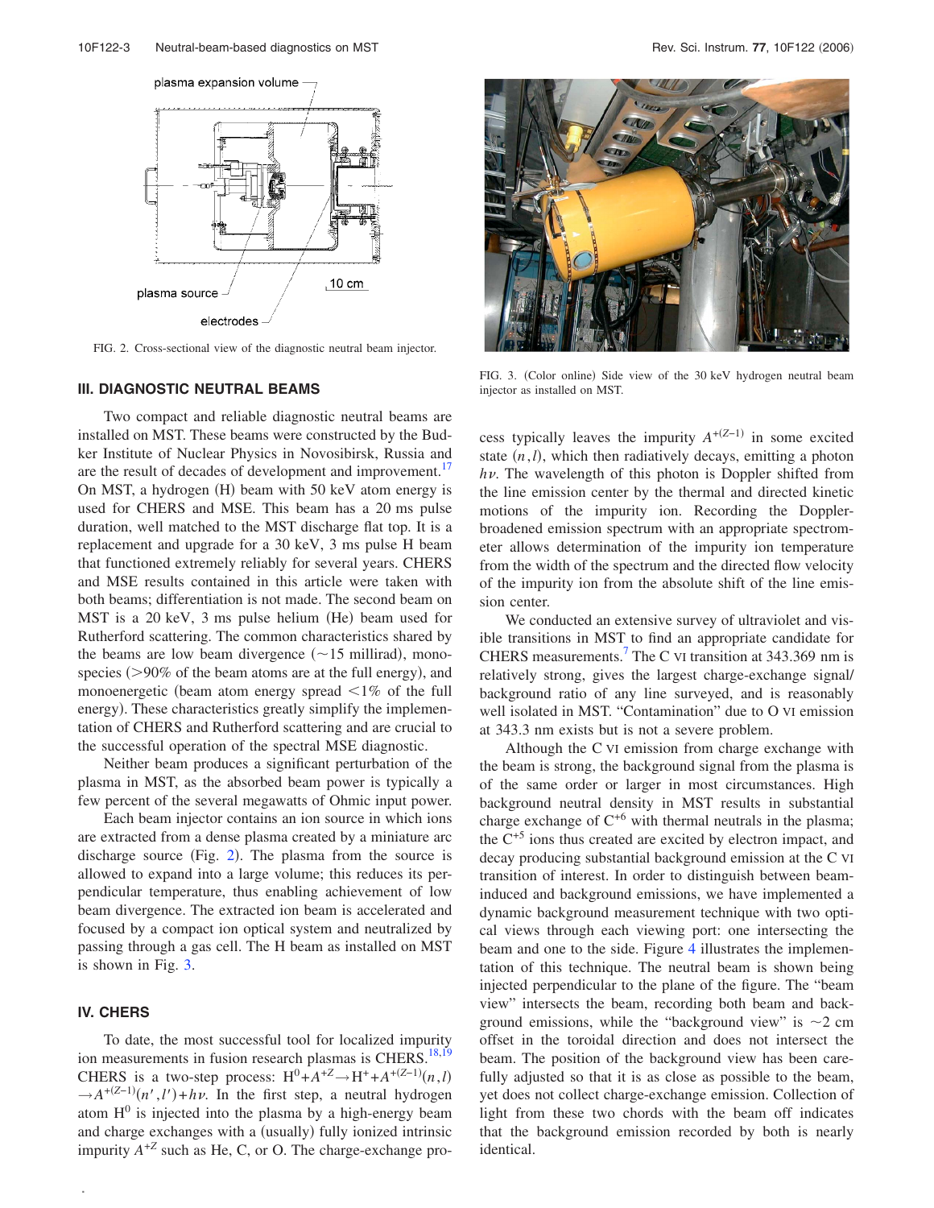plasma expansion volume

plasma source

electrodes

10 cm

FIG. 2. Cross-sectional view of the diagnostic neutral beam injector.

FIG. 3. (Color online) Side view of the 30 keV hydrogen neutral beam injector as installed on MST.

## III. DIAGNOSTIC NEUTRAL BEAMS

Two compact and reliable diagnostic neutral beams are installed on MST. These beams were constructed by the Budker Institute of Nuclear Physics in Novosibirsk, Russia and are the result of decades of development and improvement.[17] On MST, a hydrogen (H) beam with 50 keV atom energy is used for CHERS and MSE. This beam has a 20 ms pulse duration, well matched to the MST discharge flat top. It is a replacement and upgrade for a 30 keV, 3 ms pulse H beam that functioned extremely reliably for several years. CHERS and MSE results contained in this article were taken with both beams; differentiation is not made. The second beam on MST is a 20 keV, 3 ms pulse helium (He) beam used for Rutherford scattering. The common characteristics shared by the beams are low beam divergence (~15 millirad), monospecies (>90% of the beam atoms are at the full energy), and monoenergetic (beam atom energy spread <1% of the full energy). These characteristics greatly simplify the implementation of CHERS and Rutherford scattering and are crucial to the successful operation of the spectral MSE diagnostic.

Neither beam produces a significant perturbation of the plasma in MST, as the absorbed beam power is typically a few percent of the several megawatts of Ohmic input power.

Each beam injector contains an ion source in which ions are extracted from a dense plasma created by a miniature arc discharge source (Fig. 2). The plasma from the source is allowed to expand into a large volume; this reduces its perpendicular temperature, thus enabling achievement of low beam divergence. The extracted ion beam is accelerated and focused by a compact ion optical system and neutralized by passing through a gas cell. The H beam as installed on MST is shown in Fig. 3.

## IV. CHERS

To date, the most successful tool for localized impurity ion measurements in fusion research plasmas is CHERS.[18,19] CHERS is a two-step process: $H^0 + A^{+Z} \rightarrow H^+ + A^{+(Z-1)}(n,l) \rightarrow A^{+(Z-1)}(n',l') + h\nu$. In the first step, a neutral hydrogen atom $H^0$ is injected into the plasma by a high-energy beam and charge exchanges with a (usually) fully ionized intrinsic impurity $A^{+Z}$ such as He, C, or O. The charge-exchange process typically leaves the impurity $A^{+(Z-1)}$ in some excited state $(n,l)$, which then radiatively decays, emitting a photon $h\nu$. The wavelength of this photon is Doppler shifted from the line emission center by the thermal and directed kinetic motions of the impurity ion. Recording the Doppler-broadened emission spectrum with an appropriate spectrometer allows determination of the impurity ion temperature from the width of the spectrum and the directed flow velocity of the impurity ion from the absolute shift of the line emission center.

We conducted an extensive survey of ultraviolet and visible transitions in MST to find an appropriate candidate for CHERS measurements.[7] The C VI transition at 343.369 nm is relatively strong, gives the largest charge-exchange signal/background ratio of any line surveyed, and is reasonably well isolated in MST. "Contamination" due to O VI emission at 343.3 nm exists but is not a severe problem.

Although the C VI emission from charge exchange with the beam is strong, the background signal from the plasma is of the same order or larger in most circumstances. High background neutral density in MST results in substantial charge exchange of $C^{+6}$ with thermal neutrals in the plasma; the $C^{+5}$ ions thus created are excited by electron impact, and decay producing substantial background emission at the C VI transition of interest. In order to distinguish between beam-induced and background emissions, we have implemented a dynamic background measurement technique with two optical views through each viewing port: one intersecting the beam and one to the side. Figure 4 illustrates the implementation of this technique. The neutral beam is shown being injected perpendicular to the plane of the figure. The "beam view" intersects the beam, recording both beam and background emissions, while the "background view" is ~2 cm offset in the toroidal direction and does not intersect the beam. The position of the background view has been carefully adjusted so that it is as close as possible to the beam, yet does not collect charge-exchange emission. Collection of light from these two chords with the beam off indicates that the background emission recorded by both is nearly identical.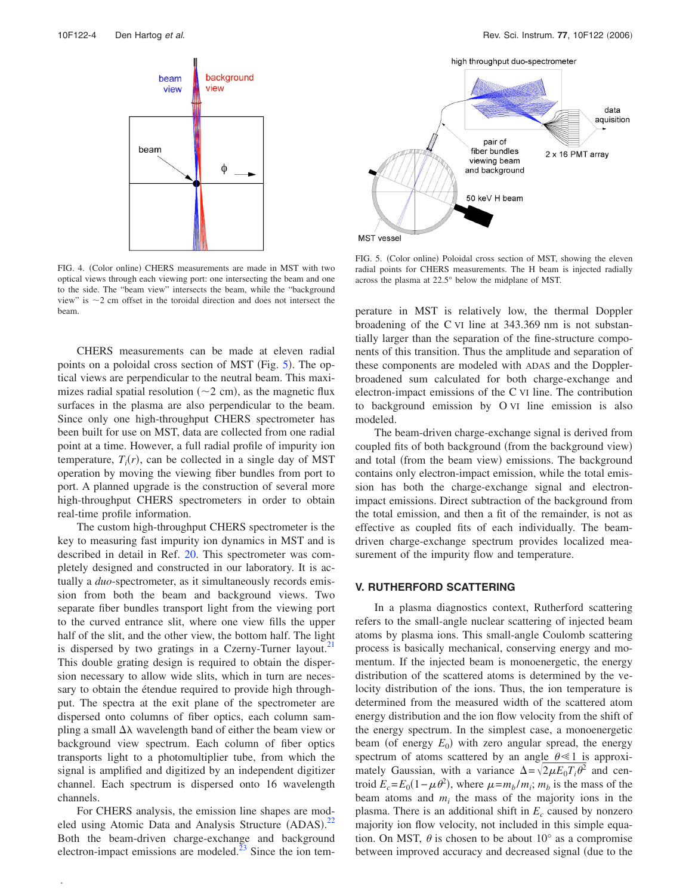FIG. 4. (Color online) CHERS measurements are made in MST with two optical views through each viewing port: one intersecting the beam and one to the side. The "beam view" intersects the beam, while the "background view" is ~2 cm offset in the toroidal direction and does not intersect the beam.

FIG. 5. (Color online) Poloidal cross section of MST, showing the eleven radial points for CHERS measurements. The H beam is injected radially across the plasma at 22.5° below the midplane of MST.

CHERS measurements can be made at eleven radial points on a poloidal cross section of MST (Fig. 5). The optical views are perpendicular to the neutral beam. This maximizes radial spatial resolution (~2 cm), as the magnetic flux surfaces in the plasma are also perpendicular to the beam. Since only one high-throughput CHERS spectrometer has been built for use on MST, data are collected from one radial point at a time. However, a full radial profile of impurity ion temperature, $T_i(r)$, can be collected in a single day of MST operation by moving the viewing fiber bundles from port to port. A planned upgrade is the construction of several more high-throughput CHERS spectrometers in order to obtain real-time profile information.

The custom high-throughput CHERS spectrometer is the key to measuring fast impurity ion dynamics in MST and is described in detail in Ref. 20. This spectrometer was completely designed and constructed in our laboratory. It is actually a *duo*-spectrometer, as it simultaneously records emission from both the beam and background views. Two separate fiber bundles transport light from the viewing port to the curved entrance slit, where one view fills the upper half of the slit, and the other view, the bottom half. The light is dispersed by two gratings in a Czerny-Turner layout.[21] This double grating design is required to obtain the dispersion necessary to allow wide slits, which in turn are necessary to obtain the étendue required to provide high throughput. The spectra at the exit plane of the spectrometer are dispersed onto columns of fiber optics, each column sampling a small $\Delta\lambda$ wavelength band of either the beam view or background view spectrum. Each column of fiber optics transports light to a photomultiplier tube, from which the signal is amplified and digitized by an independent digitizer channel. Each spectrum is dispersed onto 16 wavelength channels.

For CHERS analysis, the emission line shapes are modeled using Atomic Data and Analysis Structure (ADAS).[22] Both the beam-driven charge-exchange and background electron-impact emissions are modeled.[23] Since the ion temperature in MST is relatively low, the thermal Doppler broadening of the C VI line at 343.369 nm is not substantially larger than the separation of the fine-structure components of this transition. Thus the amplitude and separation of these components are modeled with ADAS and the Doppler-broadened sum calculated for both charge-exchange and electron-impact emissions of the C VI line. The contribution to background emission by O VI line emission is also modeled.

The beam-driven charge-exchange signal is derived from coupled fits of both background (from the background view) and total (from the beam view) emissions. The background contains only electron-impact emission, while the total emission has both the charge-exchange signal and electron-impact emissions. Direct subtraction of the background from the total emission, and then a fit of the remainder, is not as effective as coupled fits of each individually. The beam-driven charge-exchange spectrum provides localized measurement of the impurity flow and temperature.

## V. RUTHERFORD SCATTERING

In a plasma diagnostics context, Rutherford scattering refers to the small-angle nuclear scattering of injected beam atoms by plasma ions. This small-angle Coulomb scattering process is basically mechanical, conserving energy and momentum. If the injected beam is monoenergetic, the energy distribution of the scattered atoms is determined by the velocity distribution of the ions. Thus, the ion temperature is determined from the measured width of the scattered atom energy distribution and the ion flow velocity from the shift of the energy spectrum. In the simplest case, a monoenergetic beam (of energy $E_0$) with zero angular spread, the energy spectrum of atoms scattered by an angle $\theta \ll 1$ is approximately Gaussian, with a variance $\Delta = \sqrt{2\mu E_0 T_i \theta^2}$ and centroid $E_c = E_0(1-\mu\theta^2)$, where $\mu = m_b/m_i$; $m_b$ is the mass of the beam atoms and $m_i$ the mass of the majority ions in the plasma. There is an additional shift in $E_c$ caused by nonzero majority ion flow velocity, not included in this simple equation. On MST, $\theta$ is chosen to be about 10° as a compromise between improved accuracy and decreased signal (due to the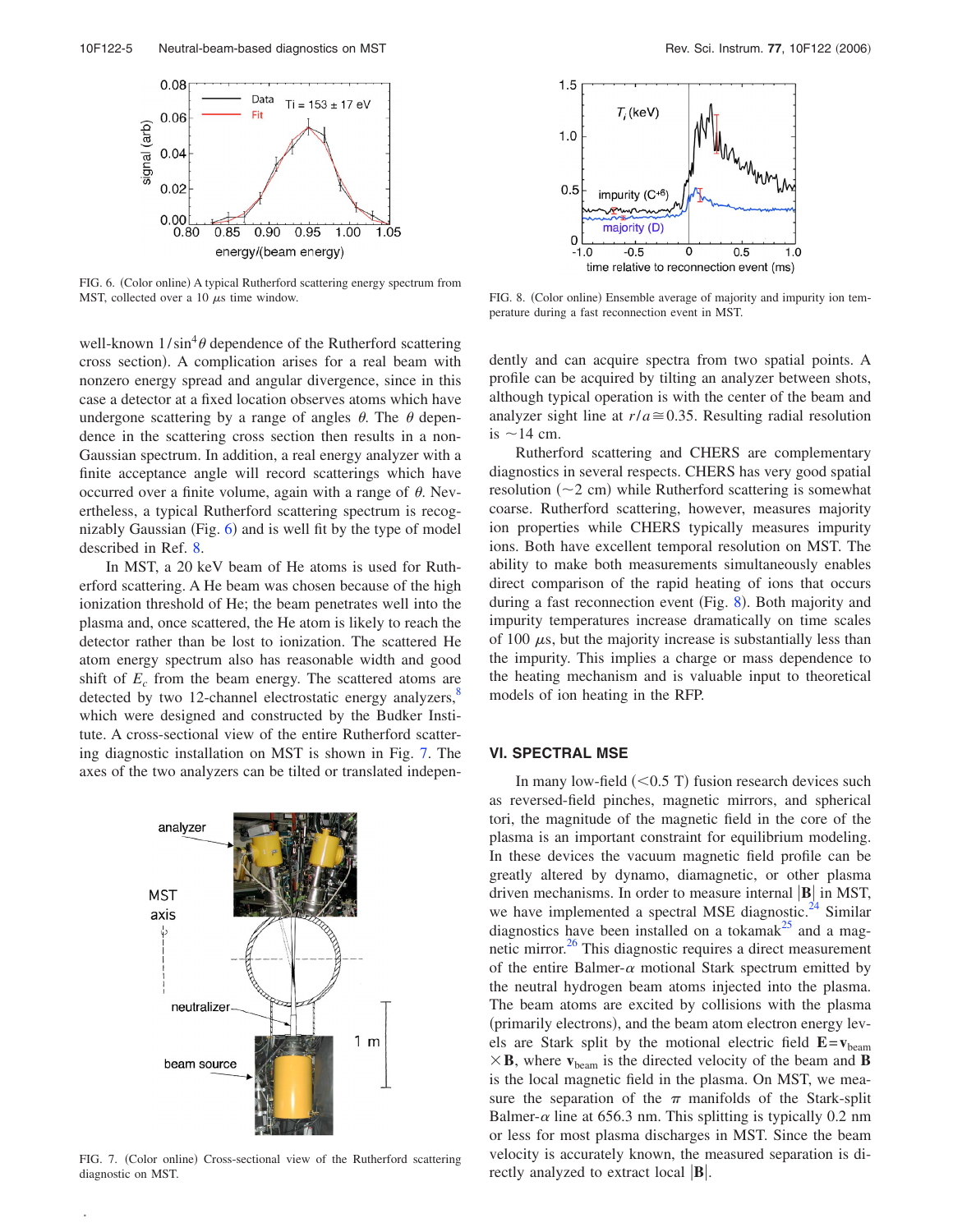FIG. 6. (Color online) A typical Rutherford scattering energy spectrum from MST, collected over a 10 $\mu$s time window.

well-known $1/\sin^4\theta$ dependence of the Rutherford scattering cross section). A complication arises for a real beam with nonzero energy spread and angular divergence, since in this case a detector at a fixed location observes atoms which have undergone scattering by a range of angles $\theta$. The $\theta$ dependence in the scattering cross section then results in a non-Gaussian spectrum. In addition, a real energy analyzer with a finite acceptance angle will record scatterings which have occurred over a finite volume, again with a range of $\theta$. Nevertheless, a typical Rutherford scattering spectrum is recognizably Gaussian (Fig. 6) and is well fit by the type of model described in Ref. 8.

In MST, a 20 keV beam of He atoms is used for Rutherford scattering. A He beam was chosen because of the high ionization threshold of He; the beam penetrates well into the plasma and, once scattered, the He atom is likely to reach the detector rather than be lost to ionization. The scattered He atom energy spectrum also has reasonable width and good shift of $E_c$ from the beam energy. The scattered atoms are detected by two 12-channel electrostatic energy analyzers,[8] which were designed and constructed by the Budker Institute. A cross-sectional view of the entire Rutherford scattering diagnostic installation on MST is shown in Fig. 7. The axes of the two analyzers can be tilted or translated independently and can acquire spectra from two spatial points. A profile can be acquired by tilting an analyzer between shots, although typical operation is with the center of the beam and analyzer sight line at $r/a \cong 0.35$. Resulting radial resolution is ~14 cm.

FIG. 7. (Color online) Cross-sectional view of the Rutherford scattering diagnostic on MST.

FIG. 8. (Color online) Ensemble average of majority and impurity ion temperature during a fast reconnection event in MST.

Rutherford scattering and CHERS are complementary diagnostics in several respects. CHERS has very good spatial resolution (~2 cm) while Rutherford scattering is somewhat coarse. Rutherford scattering, however, measures majority ion properties while CHERS typically measures impurity ions. Both have excellent temporal resolution on MST. The ability to make both measurements simultaneously enables direct comparison of the rapid heating of ions that occurs during a fast reconnection event (Fig. 8). Both majority and impurity temperatures increase dramatically on time scales of 100 $\mu$s, but the majority increase is substantially less than the impurity. This implies a charge or mass dependence to the heating mechanism and is valuable input to theoretical models of ion heating in the RFP.

## VI. SPECTRAL MSE

In many low-field (<0.5 T) fusion research devices such as reversed-field pinches, magnetic mirrors, and spherical tori, the magnitude of the magnetic field in the core of the plasma is an important constraint for equilibrium modeling. In these devices the vacuum magnetic field profile can be greatly altered by dynamo, diamagnetic, or other plasma driven mechanisms. In order to measure internal $|\mathbf{B}|$ in MST, we have implemented a spectral MSE diagnostic.[24] Similar diagnostics have been installed on a tokamak[25] and a magnetic mirror.[26] This diagnostic requires a direct measurement of the entire Balmer-$\alpha$ motional Stark spectrum emitted by the neutral hydrogen beam atoms injected into the plasma. The beam atoms are excited by collisions with the plasma (primarily electrons), and the beam atom electron energy levels are Stark split by the motional electric field $\mathbf{E}=\mathbf{v}_{\text{beam}} \times \mathbf{B}$, where $\mathbf{v}_{\text{beam}}$ is the directed velocity of the beam and $\mathbf{B}$ is the local magnetic field in the plasma. On MST, we measure the separation of the $\pi$ manifolds of the Stark-split Balmer-$\alpha$ line at 656.3 nm. This splitting is typically 0.2 nm or less for most plasma discharges in MST. Since the beam velocity is accurately known, the measured separation is directly analyzed to extract local $|\mathbf{B}|$.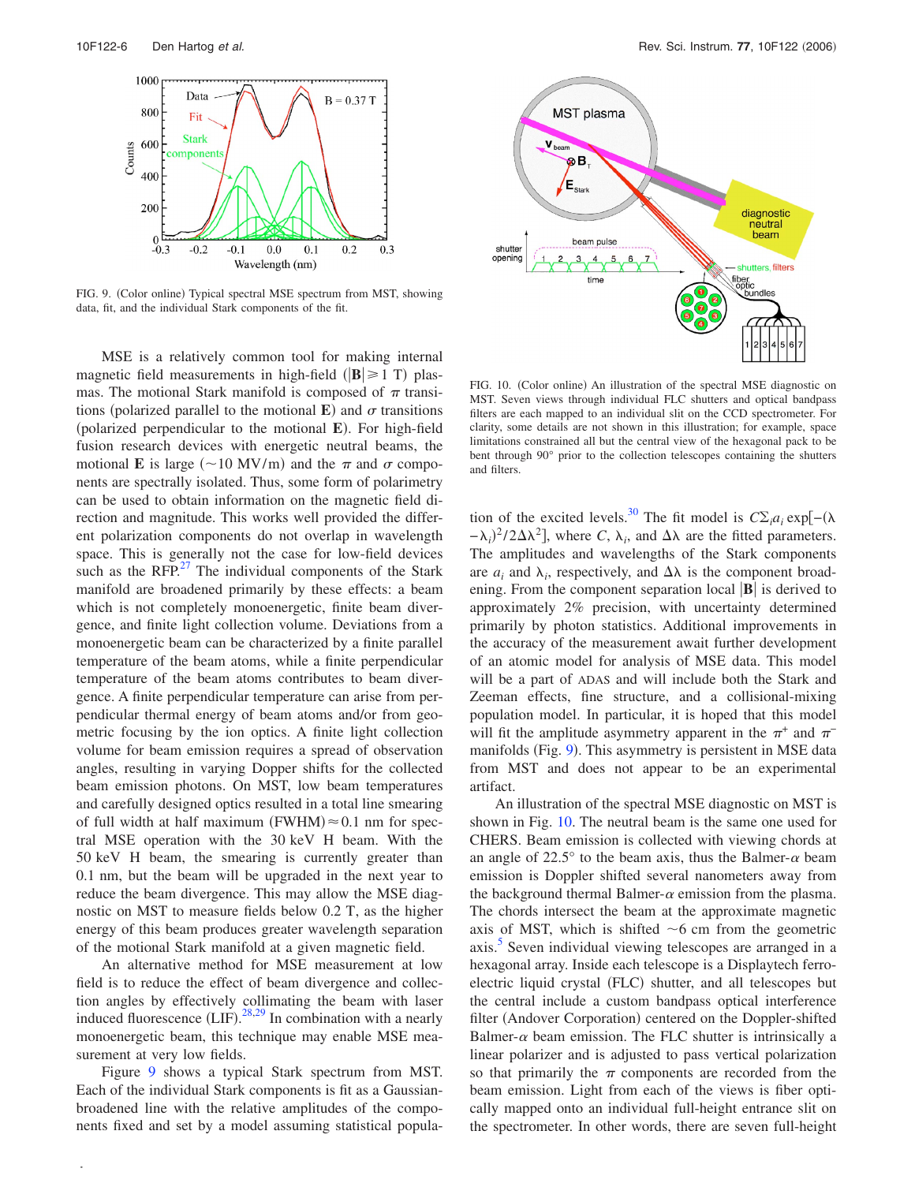FIG. 9. (Color online) Typical spectral MSE spectrum from MST, showing data, fit, and the individual Stark components of the fit.

MSE is a relatively common tool for making internal magnetic field measurements in high-field ($|\mathbf{B}| \geqslant 1$ T) plasmas. The motional Stark manifold is composed of $\pi$ transitions (polarized parallel to the motional **E**) and $\sigma$ transitions (polarized perpendicular to the motional **E**). For high-field fusion research devices with energetic neutral beams, the motional **E** is large ($\sim$10 MV/m) and the $\pi$ and $\sigma$ components are spectrally isolated. Thus, some form of polarimetry can be used to obtain information on the magnetic field direction and magnitude. This works well provided the different polarization components do not overlap in wavelength space. This is generally not the case for low-field devices such as the RFP.[27] The individual components of the Stark manifold are broadened primarily by these effects: a beam which is not completely monoenergetic, finite beam divergence, and finite light collection volume. Deviations from a monoenergetic beam can be characterized by a finite parallel temperature of the beam atoms, while a finite perpendicular temperature of the beam atoms contributes to beam divergence. A finite perpendicular temperature can arise from perpendicular thermal energy of beam atoms and/or from geometric focusing by the ion optics. A finite light collection volume for beam emission requires a spread of observation angles, resulting in varying Dopper shifts for the collected beam emission photons. On MST, low beam temperatures and carefully designed optics resulted in a total line smearing of full width at half maximum (FWHM)$\approx$0.1 nm for spectral MSE operation with the 30 keV H beam. With the 50 keV H beam, the smearing is currently greater than 0.1 nm, but the beam will be upgraded in the next year to reduce the beam divergence. This may allow the MSE diagnostic on MST to measure fields below 0.2 T, as the higher energy of this beam produces greater wavelength separation of the motional Stark manifold at a given magnetic field.

An alternative method for MSE measurement at low field is to reduce the effect of beam divergence and collection angles by effectively collimating the beam with laser induced fluorescence (LIF).[28,29] In combination with a nearly monoenergetic beam, this technique may enable MSE measurement at very low fields.

Figure 9 shows a typical Stark spectrum from MST. Each of the individual Stark components is fit as a Gaussian-broadened line with the relative amplitudes of the components fixed and set by a model assuming statistical population of the excited levels.[30] The fit model is $C\Sigma_i a_i \exp[-(\lambda-\lambda_i)^2/2\Delta\lambda^2]$, where $C$, $\lambda_i$, and $\Delta\lambda$ are the fitted parameters. The amplitudes and wavelengths of the Stark components are $a_i$ and $\lambda_i$, respectively, and $\Delta\lambda$ is the component broadening. From the component separation local $|\mathbf{B}|$ is derived to approximately 2% precision, with uncertainty determined primarily by photon statistics. Additional improvements in the accuracy of the measurement await further development of an atomic model for analysis of MSE data. This model will be a part of ADAS and will include both the Stark and Zeeman effects, fine structure, and a collisional-mixing population model. In particular, it is hoped that this model will fit the amplitude asymmetry apparent in the $\pi^+$ and $\pi^-$ manifolds (Fig. 9). This asymmetry is persistent in MSE data from MST and does not appear to be an experimental artifact.

FIG. 10. (Color online) An illustration of the spectral MSE diagnostic on MST. Seven views through individual FLC shutters and optical bandpass filters are each mapped to an individual slit on the CCD spectrometer. For clarity, some details are not shown in this illustration; for example, space limitations constrained all but the central view of the hexagonal pack to be bent through 90° prior to the collection telescopes containing the shutters and filters.

An illustration of the spectral MSE diagnostic on MST is shown in Fig. 10. The neutral beam is the same one used for CHERS. Beam emission is collected with viewing chords at an angle of 22.5° to the beam axis, thus the Balmer-$\alpha$ beam emission is Doppler shifted several nanometers away from the background thermal Balmer-$\alpha$ emission from the plasma. The chords intersect the beam at the approximate magnetic axis of MST, which is shifted $\sim$6 cm from the geometric axis.[5] Seven individual viewing telescopes are arranged in a hexagonal array. Inside each telescope is a Displaytech ferroelectric liquid crystal (FLC) shutter, and all telescopes but the central include a custom bandpass optical interference filter (Andover Corporation) centered on the Doppler-shifted Balmer-$\alpha$ beam emission. The FLC shutter is intrinsically a linear polarizer and is adjusted to pass vertical polarization so that primarily the $\pi$ components are recorded from the beam emission. Light from each of the views is fiber optically mapped onto an individual full-height entrance slit on the spectrometer. In other words, there are seven full-height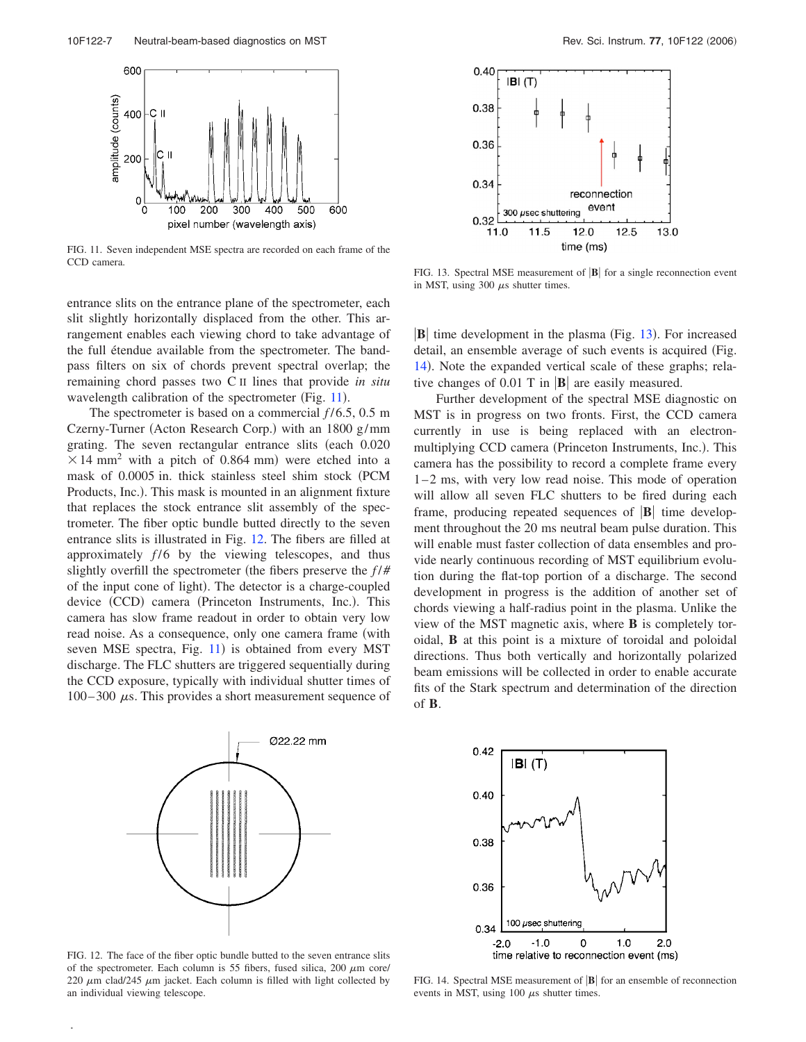FIG. 11. Seven independent MSE spectra are recorded on each frame of the CCD camera.

entrance slits on the entrance plane of the spectrometer, each slit slightly horizontally displaced from the other. This arrangement enables each viewing chord to take advantage of the full étendue available from the spectrometer. The bandpass filters on six of chords prevent spectral overlap; the remaining chord passes two C II lines that provide *in situ* wavelength calibration of the spectrometer (Fig. 11).

The spectrometer is based on a commercial $f/6.5$, 0.5 m Czerny-Turner (Acton Research Corp.) with an 1800 g/mm grating. The seven rectangular entrance slits (each 0.020 $\times 14$ mm$^2$ with a pitch of 0.864 mm) were etched into a mask of 0.0005 in. thick stainless steel shim stock (PCM Products, Inc.). This mask is mounted in an alignment fixture that replaces the stock entrance slit assembly of the spectrometer. The fiber optic bundle butted directly to the seven entrance slits is illustrated in Fig. 12. The fibers are filled at approximately $f/6$ by the viewing telescopes, and thus slightly overfill the spectrometer (the fibers preserve the $f/\#$ of the input cone of light). The detector is a charge-coupled device (CCD) camera (Princeton Instruments, Inc.). This camera has slow frame readout in order to obtain very low read noise. As a consequence, only one camera frame (with seven MSE spectra, Fig. 11) is obtained from every MST discharge. The FLC shutters are triggered sequentially during the CCD exposure, typically with individual shutter times of 100–300 $\mu$s. This provides a short measurement sequence of

FIG. 13. Spectral MSE measurement of $|\mathbf{B}|$ for a single reconnection event in MST, using 300 $\mu$s shutter times.

$|\mathbf{B}|$ time development in the plasma (Fig. 13). For increased detail, an ensemble average of such events is acquired (Fig. 14). Note the expanded vertical scale of these graphs; relative changes of 0.01 T in $|\mathbf{B}|$ are easily measured.

Further development of the spectral MSE diagnostic on MST is in progress on two fronts. First, the CCD camera currently in use is being replaced with an electron-multiplying CCD camera (Princeton Instruments, Inc.). This camera has the possibility to record a complete frame every 1–2 ms, with very low read noise. This mode of operation will allow all seven FLC shutters to be fired during each frame, producing repeated sequences of $|\mathbf{B}|$ time development throughout the 20 ms neutral beam pulse duration. This will enable must faster collection of data ensembles and provide nearly continuous recording of MST equilibrium evolution during the flat-top portion of a discharge. The second development in progress is the addition of another set of chords viewing a half-radius point in the plasma. Unlike the view of the MST magnetic axis, where $\mathbf{B}$ is completely toroidal, $\mathbf{B}$ at this point is a mixture of toroidal and poloidal directions. Thus both vertically and horizontally polarized beam emissions will be collected in order to enable accurate fits of the Stark spectrum and determination of the direction of $\mathbf{B}$.

FIG. 12. The face of the fiber optic bundle butted to the seven entrance slits of the spectrometer. Each column is 55 fibers, fused silica, 200 $\mu$m core/220 $\mu$m clad/245 $\mu$m jacket. Each column is filled with light collected by an individual viewing telescope.

FIG. 14. Spectral MSE measurement of $|\mathbf{B}|$ for an ensemble of reconnection events in MST, using 100 $\mu$s shutter times.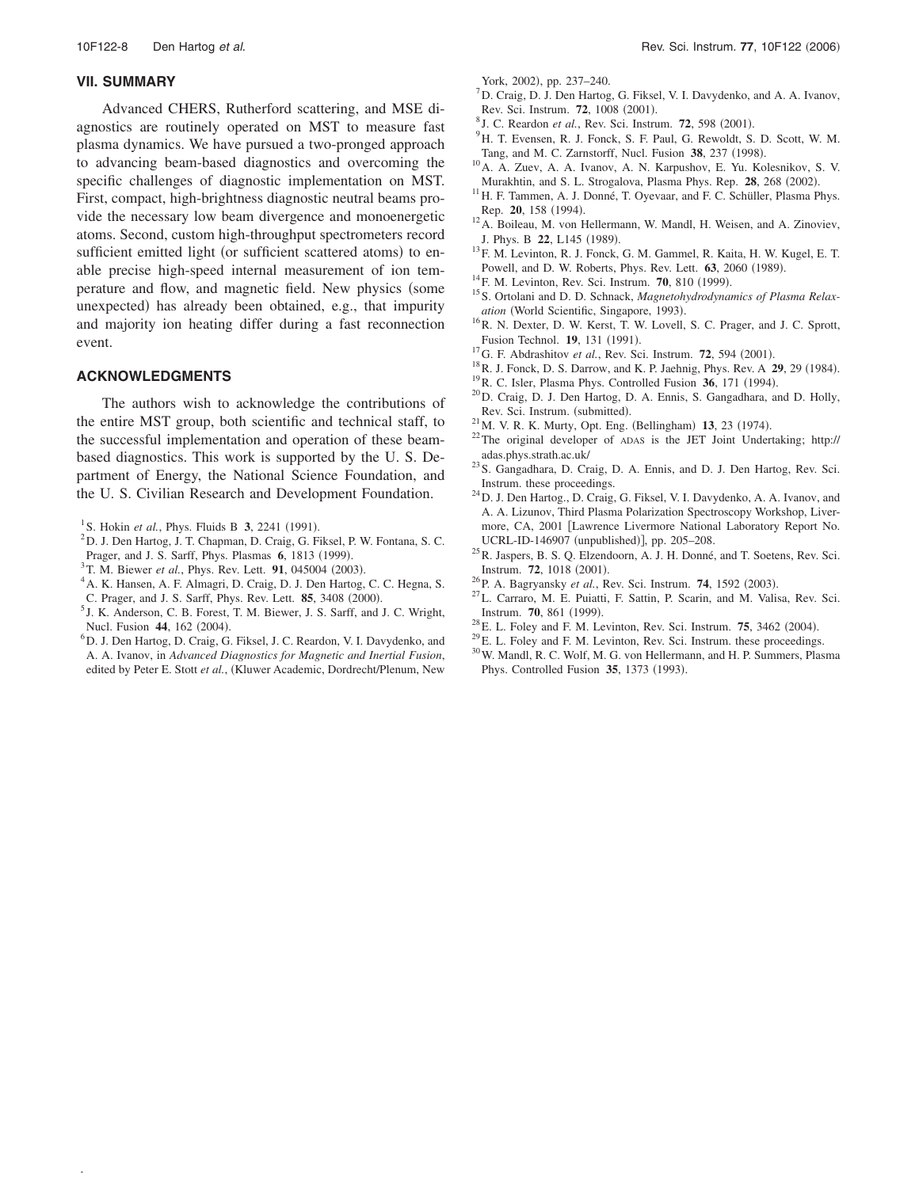## VII. SUMMARY

Advanced CHERS, Rutherford scattering, and MSE diagnostics are routinely operated on MST to measure fast plasma dynamics. We have pursued a two-pronged approach to advancing beam-based diagnostics and overcoming the specific challenges of diagnostic implementation on MST. First, compact, high-brightness diagnostic neutral beams provide the necessary low beam divergence and monoenergetic atoms. Second, custom high-throughput spectrometers record sufficient emitted light (or sufficient scattered atoms) to enable precise high-speed internal measurement of ion temperature and flow, and magnetic field. New physics (some unexpected) has already been obtained, e.g., that impurity and majority ion heating differ during a fast reconnection event.

## ACKNOWLEDGMENTS

The authors wish to acknowledge the contributions of the entire MST group, both scientific and technical staff, to the successful implementation and operation of these beam-based diagnostics. This work is supported by the U. S. Department of Energy, the National Science Foundation, and the U. S. Civilian Research and Development Foundation.

[1] S. Hokin *et al.*, Phys. Fluids B **3**, 2241 (1991).
[2] D. J. Den Hartog, J. T. Chapman, D. Craig, G. Fiksel, P. W. Fontana, S. C. Prager, and J. S. Sarff, Phys. Plasmas **6**, 1813 (1999).
[3] T. M. Biewer *et al.*, Phys. Rev. Lett. **91**, 045004 (2003).
[4] A. K. Hansen, A. F. Almagri, D. Craig, D. J. Den Hartog, C. C. Hegna, S. C. Prager, and J. S. Sarff, Phys. Rev. Lett. **85**, 3408 (2000).
[5] J. K. Anderson, C. B. Forest, T. M. Biewer, J. S. Sarff, and J. C. Wright, Nucl. Fusion **44**, 162 (2004).
[6] D. J. Den Hartog, D. Craig, G. Fiksel, J. C. Reardon, V. I. Davydenko, and A. A. Ivanov, in *Advanced Diagnostics for Magnetic and Inertial Fusion*, edited by Peter E. Stott *et al.*, (Kluwer Academic, Dordrecht/Plenum, New York, 2002), pp. 237–240.
[7] D. Craig, D. J. Den Hartog, G. Fiksel, V. I. Davydenko, and A. A. Ivanov, Rev. Sci. Instrum. **72**, 1008 (2001).
[8] J. C. Reardon *et al.*, Rev. Sci. Instrum. **72**, 598 (2001).
[9] H. T. Evensen, R. J. Fonck, S. F. Paul, G. Rewoldt, S. D. Scott, W. M. Tang, and M. C. Zarnstorff, Nucl. Fusion **38**, 237 (1998).
[10] A. A. Zuev, A. A. Ivanov, A. N. Karpushov, E. Yu. Kolesnikov, S. V. Murakhtin, and S. L. Strogalova, Plasma Phys. Rep. **28**, 268 (2002).
[11] H. F. Tammen, A. J. Donné, T. Oyevaar, and F. C. Schüller, Plasma Phys. Rep. **20**, 158 (1994).
[12] A. Boileau, M. von Hellermann, W. Mandl, H. Weisen, and A. Zinoviev, J. Phys. B **22**, L145 (1989).
[13] F. M. Levinton, R. J. Fonck, G. M. Gammel, R. Kaita, H. W. Kugel, E. T. Powell, and D. W. Roberts, Phys. Rev. Lett. **63**, 2060 (1989).
[14] F. M. Levinton, Rev. Sci. Instrum. **70**, 810 (1999).
[15] S. Ortolani and D. D. Schnack, *Magnetohydrodynamics of Plasma Relaxation* (World Scientific, Singapore, 1993).
[16] R. N. Dexter, D. W. Kerst, T. W. Lovell, S. C. Prager, and J. C. Sprott, Fusion Technol. **19**, 131 (1991).
[17] G. F. Abdrashitov *et al.*, Rev. Sci. Instrum. **72**, 594 (2001).
[18] R. J. Fonck, D. S. Darrow, and K. P. Jaehnig, Phys. Rev. A **29**, 29 (1984).
[19] R. C. Isler, Plasma Phys. Controlled Fusion **36**, 171 (1994).
[20] D. Craig, D. J. Den Hartog, D. A. Ennis, S. Gangadhara, and D. Holly, Rev. Sci. Instrum. (submitted).
[21] M. V. R. K. Murty, Opt. Eng. (Bellingham) **13**, 23 (1974).
[22] The original developer of ADAS is the JET Joint Undertaking; http://adas.phys.strath.ac.uk/
[23] S. Gangadhara, D. Craig, D. A. Ennis, and D. J. Den Hartog, Rev. Sci. Instrum. these proceedings.
[24] D. J. Den Hartog., D. Craig, G. Fiksel, V. I. Davydenko, A. A. Ivanov, and A. A. Lizunov, Third Plasma Polarization Spectroscopy Workshop, Livermore, CA, 2001 [Lawrence Livermore National Laboratory Report No. UCRL-ID-146907 (unpublished)], pp. 205–208.
[25] R. Jaspers, B. S. Q. Elzendoorn, A. J. H. Donné, and T. Soetens, Rev. Sci. Instrum. **72**, 1018 (2001).
[26] P. A. Bagryansky *et al.*, Rev. Sci. Instrum. **74**, 1592 (2003).
[27] L. Carraro, M. E. Puiatti, F. Sattin, P. Scarin, and M. Valisa, Rev. Sci. Instrum. **70**, 861 (1999).
[28] E. L. Foley and F. M. Levinton, Rev. Sci. Instrum. **75**, 3462 (2004).
[29] E. L. Foley and F. M. Levinton, Rev. Sci. Instrum. these proceedings.
[30] W. Mandl, R. C. Wolf, M. G. von Hellermann, and H. P. Summers, Plasma Phys. Controlled Fusion **35**, 1373 (1993).